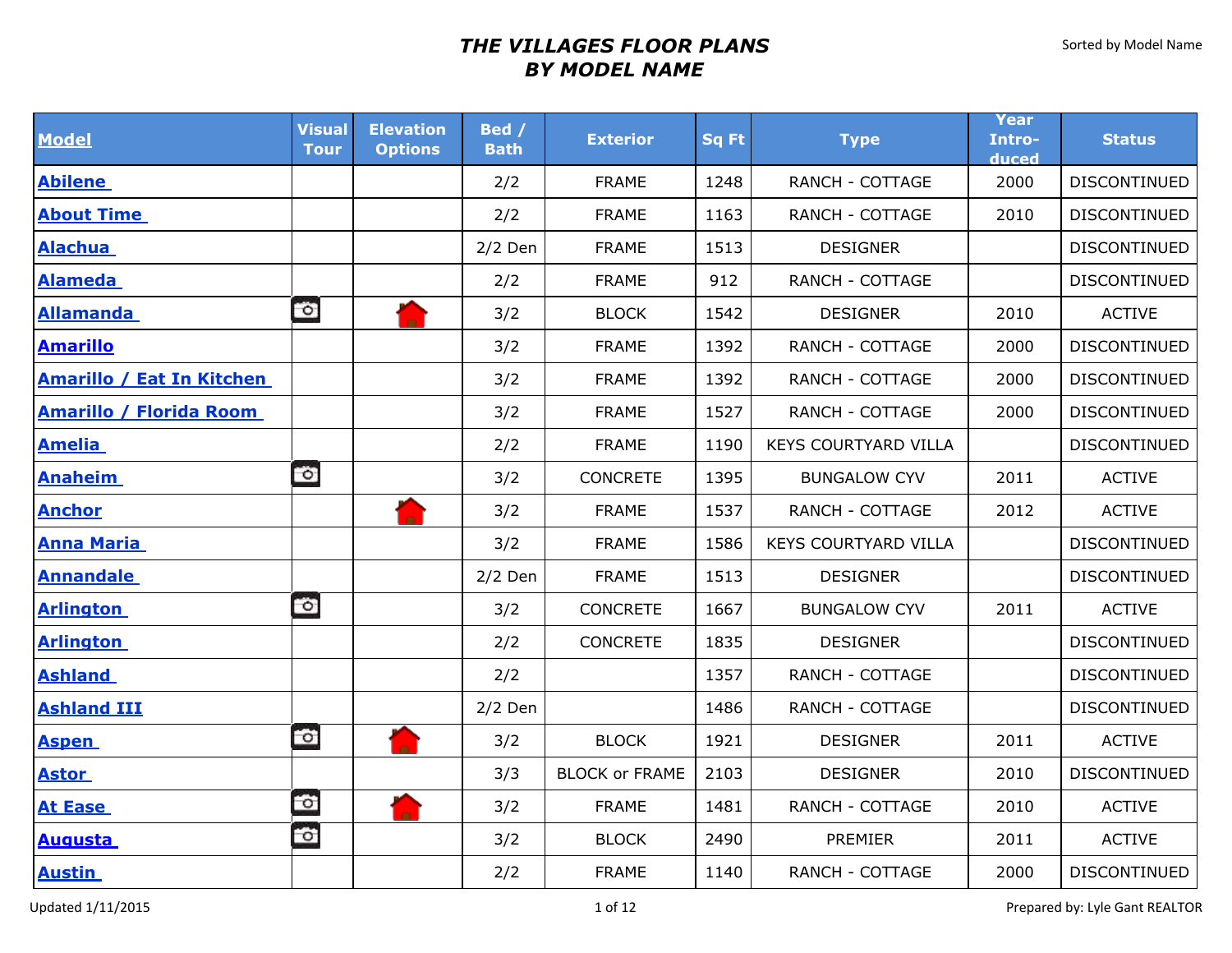# *THE VILLAGES FLOOR PLANS*
# *BY MODEL NAME*

Sorted by Model Name

| Model | Visual Tour | Elevation Options | Bed / Bath | Exterior | Sq Ft | Type | Year Intro-duced | Status |
|---|---|---|---|---|---|---|---|---|
| Abilene | | | 2/2 | FRAME | 1248 | RANCH - COTTAGE | 2000 | DISCONTINUED |
| About Time | | | 2/2 | FRAME | 1163 | RANCH - COTTAGE | 2010 | DISCONTINUED |
| Alachua | | | 2/2 Den | FRAME | 1513 | DESIGNER | | DISCONTINUED |
| Alameda | | | 2/2 | FRAME | 912 | RANCH - COTTAGE | | DISCONTINUED |
| Allamanda | | | 3/2 | BLOCK | 1542 | DESIGNER | 2010 | ACTIVE |
| Amarillo | | | 3/2 | FRAME | 1392 | RANCH - COTTAGE | 2000 | DISCONTINUED |
| Amarillo / Eat In Kitchen | | | 3/2 | FRAME | 1392 | RANCH - COTTAGE | 2000 | DISCONTINUED |
| Amarillo / Florida Room | | | 3/2 | FRAME | 1527 | RANCH - COTTAGE | 2000 | DISCONTINUED |
| Amelia | | | 2/2 | FRAME | 1190 | KEYS COURTYARD VILLA | | DISCONTINUED |
| Anaheim | | | 3/2 | CONCRETE | 1395 | BUNGALOW CYV | 2011 | ACTIVE |
| Anchor | | | 3/2 | FRAME | 1537 | RANCH - COTTAGE | 2012 | ACTIVE |
| Anna Maria | | | 3/2 | FRAME | 1586 | KEYS COURTYARD VILLA | | DISCONTINUED |
| Annandale | | | 2/2 Den | FRAME | 1513 | DESIGNER | | DISCONTINUED |
| Arlington | | | 3/2 | CONCRETE | 1667 | BUNGALOW CYV | 2011 | ACTIVE |
| Arlington | | | 2/2 | CONCRETE | 1835 | DESIGNER | | DISCONTINUED |
| Ashland | | | 2/2 | | 1357 | RANCH - COTTAGE | | DISCONTINUED |
| Ashland III | | | 2/2 Den | | 1486 | RANCH - COTTAGE | | DISCONTINUED |
| Aspen | | | 3/2 | BLOCK | 1921 | DESIGNER | 2011 | ACTIVE |
| Astor | | | 3/3 | BLOCK or FRAME | 2103 | DESIGNER | 2010 | DISCONTINUED |
| At Ease | | | 3/2 | FRAME | 1481 | RANCH - COTTAGE | 2010 | ACTIVE |
| Augusta | | | 3/2 | BLOCK | 2490 | PREMIER | 2011 | ACTIVE |
| Austin | | | 2/2 | FRAME | 1140 | RANCH - COTTAGE | 2000 | DISCONTINUED |

Updated 1/11/2015

Prepared by: Lyle Gant REALTOR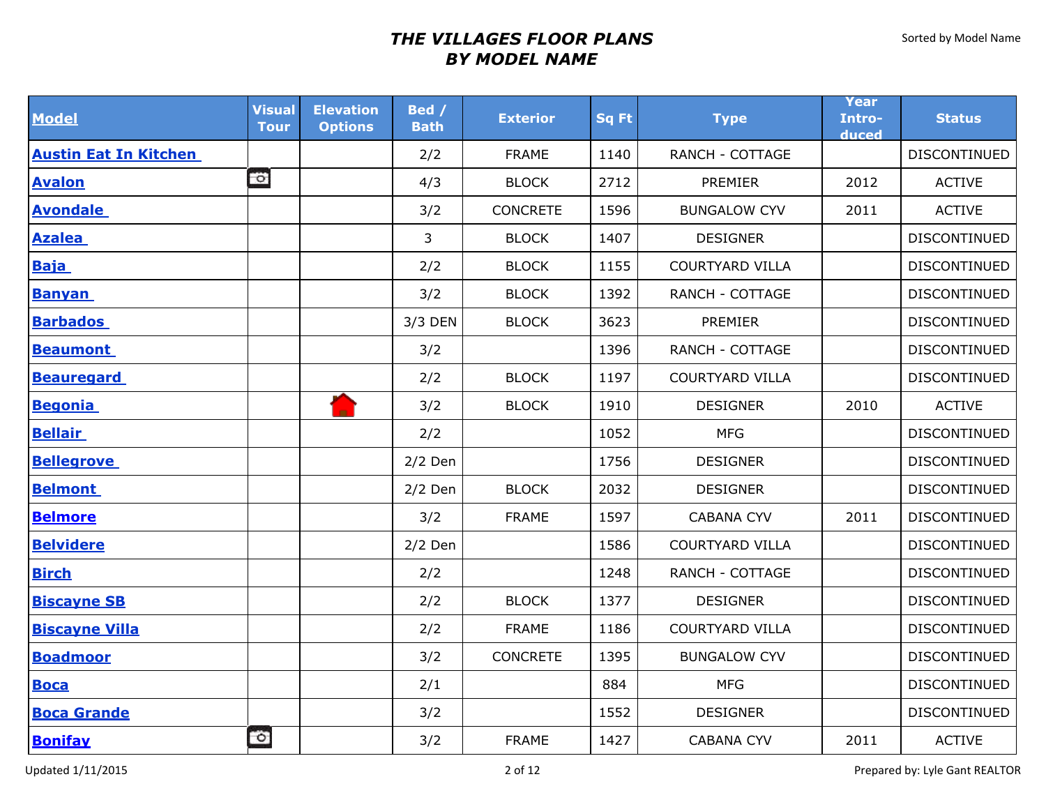# THE VILLAGES FLOOR PLANS
# BY MODEL NAME

Sorted by Model Name

| Model | Visual Tour | Elevation Options | Bed / Bath | Exterior | Sq Ft | Type | Year Intro-duced | Status |
|---|---|---|---|---|---|---|---|---|
| Austin Eat In Kitchen | | | 2/2 | FRAME | 1140 | RANCH - COTTAGE | | DISCONTINUED |
| Avalon | | | 4/3 | BLOCK | 2712 | PREMIER | 2012 | ACTIVE |
| Avondale | | | 3/2 | CONCRETE | 1596 | BUNGALOW CYV | 2011 | ACTIVE |
| Azalea | | | 3 | BLOCK | 1407 | DESIGNER | | DISCONTINUED |
| Baja | | | 2/2 | BLOCK | 1155 | COURTYARD VILLA | | DISCONTINUED |
| Banyan | | | 3/2 | BLOCK | 1392 | RANCH - COTTAGE | | DISCONTINUED |
| Barbados | | | 3/3 DEN | BLOCK | 3623 | PREMIER | | DISCONTINUED |
| Beaumont | | | 3/2 | | 1396 | RANCH - COTTAGE | | DISCONTINUED |
| Beauregard | | | 2/2 | BLOCK | 1197 | COURTYARD VILLA | | DISCONTINUED |
| Begonia | | | 3/2 | BLOCK | 1910 | DESIGNER | 2010 | ACTIVE |
| Bellair | | | 2/2 | | 1052 | MFG | | DISCONTINUED |
| Bellegrove | | | 2/2 Den | | 1756 | DESIGNER | | DISCONTINUED |
| Belmont | | | 2/2 Den | BLOCK | 2032 | DESIGNER | | DISCONTINUED |
| Belmore | | | 3/2 | FRAME | 1597 | CABANA CYV | 2011 | DISCONTINUED |
| Belvidere | | | 2/2 Den | | 1586 | COURTYARD VILLA | | DISCONTINUED |
| Birch | | | 2/2 | | 1248 | RANCH - COTTAGE | | DISCONTINUED |
| Biscayne SB | | | 2/2 | BLOCK | 1377 | DESIGNER | | DISCONTINUED |
| Biscayne Villa | | | 2/2 | FRAME | 1186 | COURTYARD VILLA | | DISCONTINUED |
| Boadmoor | | | 3/2 | CONCRETE | 1395 | BUNGALOW CYV | | DISCONTINUED |
| Boca | | | 2/1 | | 884 | MFG | | DISCONTINUED |
| Boca Grande | | | 3/2 | | 1552 | DESIGNER | | DISCONTINUED |
| Bonifay | | | 3/2 | FRAME | 1427 | CABANA CYV | 2011 | ACTIVE |

Updated 1/11/2015

Prepared by: Lyle Gant REALTOR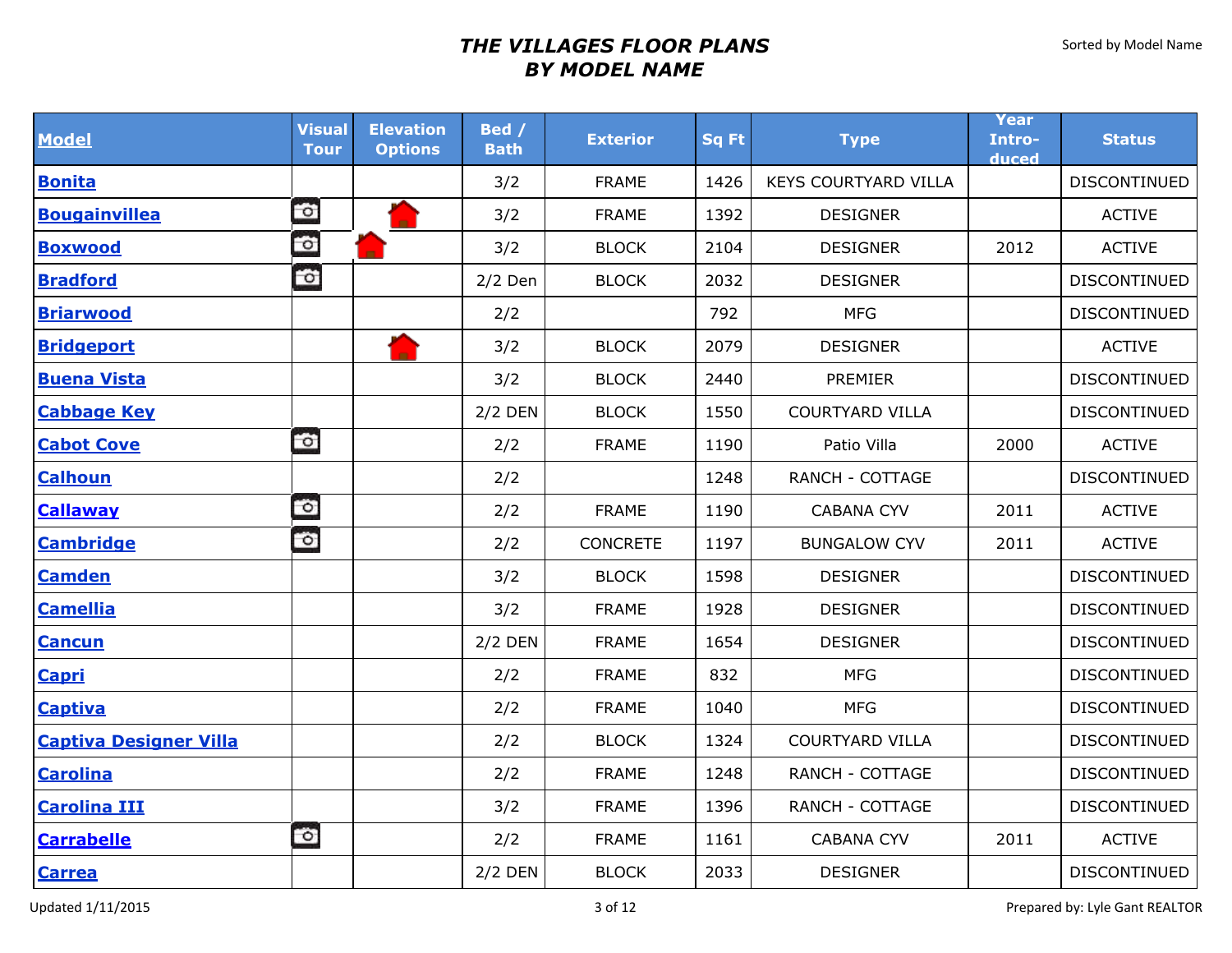# THE VILLAGES FLOOR PLANS BY MODEL NAME

Sorted by Model Name

| Model | Visual Tour | Elevation Options | Bed / Bath | Exterior | Sq Ft | Type | Year Intro-duced | Status |
|---|---|---|---|---|---|---|---|---|
| Bonita | | | 3/2 | FRAME | 1426 | KEYS COURTYARD VILLA | | DISCONTINUED |
| Bougainvillea | | | 3/2 | FRAME | 1392 | DESIGNER | | ACTIVE |
| Boxwood | | | 3/2 | BLOCK | 2104 | DESIGNER | 2012 | ACTIVE |
| Bradford | | | 2/2 Den | BLOCK | 2032 | DESIGNER | | DISCONTINUED |
| Briarwood | | | 2/2 | | 792 | MFG | | DISCONTINUED |
| Bridgeport | | | 3/2 | BLOCK | 2079 | DESIGNER | | ACTIVE |
| Buena Vista | | | 3/2 | BLOCK | 2440 | PREMIER | | DISCONTINUED |
| Cabbage Key | | | 2/2 DEN | BLOCK | 1550 | COURTYARD VILLA | | DISCONTINUED |
| Cabot Cove | | | 2/2 | FRAME | 1190 | Patio Villa | 2000 | ACTIVE |
| Calhoun | | | 2/2 | | 1248 | RANCH - COTTAGE | | DISCONTINUED |
| Callaway | | | 2/2 | FRAME | 1190 | CABANA CYV | 2011 | ACTIVE |
| Cambridge | | | 2/2 | CONCRETE | 1197 | BUNGALOW CYV | 2011 | ACTIVE |
| Camden | | | 3/2 | BLOCK | 1598 | DESIGNER | | DISCONTINUED |
| Camellia | | | 3/2 | FRAME | 1928 | DESIGNER | | DISCONTINUED |
| Cancun | | | 2/2 DEN | FRAME | 1654 | DESIGNER | | DISCONTINUED |
| Capri | | | 2/2 | FRAME | 832 | MFG | | DISCONTINUED |
| Captiva | | | 2/2 | FRAME | 1040 | MFG | | DISCONTINUED |
| Captiva Designer Villa | | | 2/2 | BLOCK | 1324 | COURTYARD VILLA | | DISCONTINUED |
| Carolina | | | 2/2 | FRAME | 1248 | RANCH - COTTAGE | | DISCONTINUED |
| Carolina III | | | 3/2 | FRAME | 1396 | RANCH - COTTAGE | | DISCONTINUED |
| Carrabelle | | | 2/2 | FRAME | 1161 | CABANA CYV | 2011 | ACTIVE |
| Carrea | | | 2/2 DEN | BLOCK | 2033 | DESIGNER | | DISCONTINUED |

Updated 1/11/2015

Prepared by: Lyle Gant REALTOR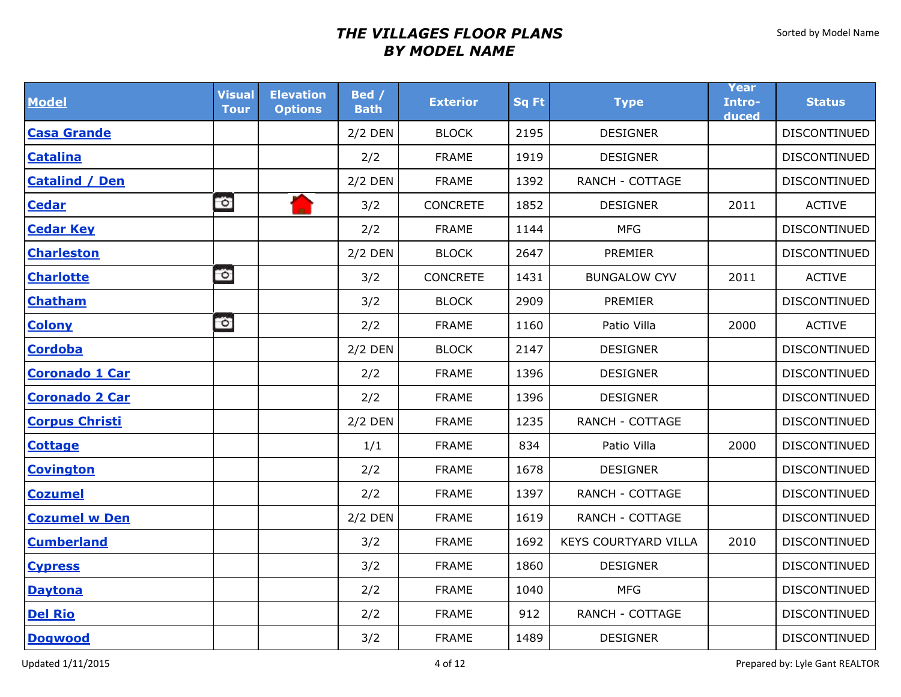# *THE VILLAGES FLOOR PLANS*
# *BY MODEL NAME*

Sorted by Model Name

| Model | Visual Tour | Elevation Options | Bed / Bath | Exterior | Sq Ft | Type | Year Intro-duced | Status |
|---|---|---|---|---|---|---|---|---|
| Casa Grande | | | 2/2 DEN | BLOCK | 2195 | DESIGNER | | DISCONTINUED |
| Catalina | | | 2/2 | FRAME | 1919 | DESIGNER | | DISCONTINUED |
| Catalind / Den | | | 2/2 DEN | FRAME | 1392 | RANCH - COTTAGE | | DISCONTINUED |
| Cedar | | | 3/2 | CONCRETE | 1852 | DESIGNER | 2011 | ACTIVE |
| Cedar Key | | | 2/2 | FRAME | 1144 | MFG | | DISCONTINUED |
| Charleston | | | 2/2 DEN | BLOCK | 2647 | PREMIER | | DISCONTINUED |
| Charlotte | | | 3/2 | CONCRETE | 1431 | BUNGALOW CYV | 2011 | ACTIVE |
| Chatham | | | 3/2 | BLOCK | 2909 | PREMIER | | DISCONTINUED |
| Colony | | | 2/2 | FRAME | 1160 | Patio Villa | 2000 | ACTIVE |
| Cordoba | | | 2/2 DEN | BLOCK | 2147 | DESIGNER | | DISCONTINUED |
| Coronado 1 Car | | | 2/2 | FRAME | 1396 | DESIGNER | | DISCONTINUED |
| Coronado 2 Car | | | 2/2 | FRAME | 1396 | DESIGNER | | DISCONTINUED |
| Corpus Christi | | | 2/2 DEN | FRAME | 1235 | RANCH - COTTAGE | | DISCONTINUED |
| Cottage | | | 1/1 | FRAME | 834 | Patio Villa | 2000 | DISCONTINUED |
| Covington | | | 2/2 | FRAME | 1678 | DESIGNER | | DISCONTINUED |
| Cozumel | | | 2/2 | FRAME | 1397 | RANCH - COTTAGE | | DISCONTINUED |
| Cozumel w Den | | | 2/2 DEN | FRAME | 1619 | RANCH - COTTAGE | | DISCONTINUED |
| Cumberland | | | 3/2 | FRAME | 1692 | KEYS COURTYARD VILLA | 2010 | DISCONTINUED |
| Cypress | | | 3/2 | FRAME | 1860 | DESIGNER | | DISCONTINUED |
| Daytona | | | 2/2 | FRAME | 1040 | MFG | | DISCONTINUED |
| Del Rio | | | 2/2 | FRAME | 912 | RANCH - COTTAGE | | DISCONTINUED |
| Dogwood | | | 3/2 | FRAME | 1489 | DESIGNER | | DISCONTINUED |

Updated 1/11/2015

Prepared by: Lyle Gant REALTOR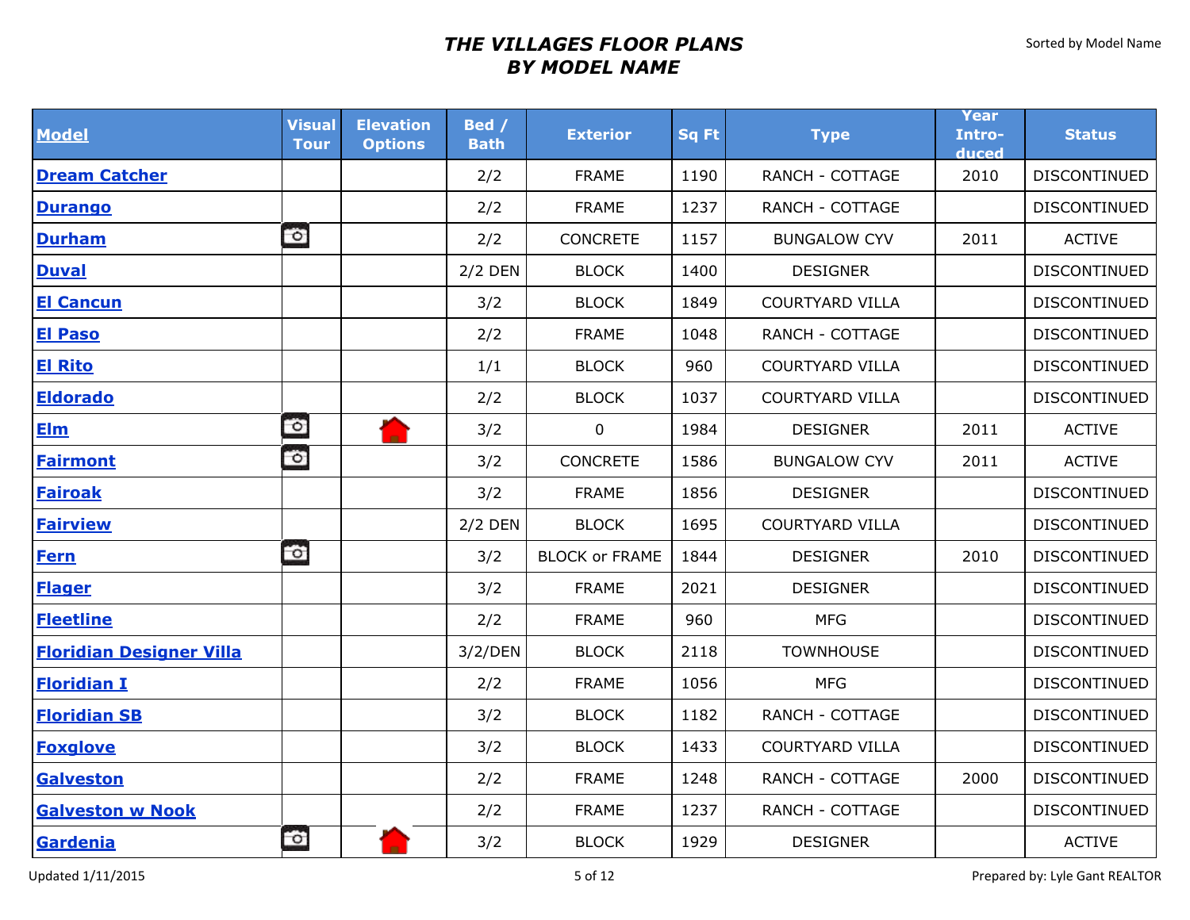# THE VILLAGES FLOOR PLANS
# BY MODEL NAME

Sorted by Model Name

| Model | Visual Tour | Elevation Options | Bed / Bath | Exterior | Sq Ft | Type | Year Intro-duced | Status |
|---|---|---|---|---|---|---|---|---|
| Dream Catcher | | | 2/2 | FRAME | 1190 | RANCH - COTTAGE | 2010 | DISCONTINUED |
| Durango | | | 2/2 | FRAME | 1237 | RANCH - COTTAGE | | DISCONTINUED |
| Durham | 📷 | | 2/2 | CONCRETE | 1157 | BUNGALOW CYV | 2011 | ACTIVE |
| Duval | | | 2/2 DEN | BLOCK | 1400 | DESIGNER | | DISCONTINUED |
| El Cancun | | | 3/2 | BLOCK | 1849 | COURTYARD VILLA | | DISCONTINUED |
| El Paso | | | 2/2 | FRAME | 1048 | RANCH - COTTAGE | | DISCONTINUED |
| El Rito | | | 1/1 | BLOCK | 960 | COURTYARD VILLA | | DISCONTINUED |
| Eldorado | | | 2/2 | BLOCK | 1037 | COURTYARD VILLA | | DISCONTINUED |
| Elm | 📷 | 🏠 | 3/2 | 0 | 1984 | DESIGNER | 2011 | ACTIVE |
| Fairmont | 📷 | | 3/2 | CONCRETE | 1586 | BUNGALOW CYV | 2011 | ACTIVE |
| Fairoak | | | 3/2 | FRAME | 1856 | DESIGNER | | DISCONTINUED |
| Fairview | | | 2/2 DEN | BLOCK | 1695 | COURTYARD VILLA | | DISCONTINUED |
| Fern | 📷 | | 3/2 | BLOCK or FRAME | 1844 | DESIGNER | 2010 | DISCONTINUED |
| Flager | | | 3/2 | FRAME | 2021 | DESIGNER | | DISCONTINUED |
| Fleetline | | | 2/2 | FRAME | 960 | MFG | | DISCONTINUED |
| Floridian Designer Villa | | | 3/2/DEN | BLOCK | 2118 | TOWNHOUSE | | DISCONTINUED |
| Floridian I | | | 2/2 | FRAME | 1056 | MFG | | DISCONTINUED |
| Floridian SB | | | 3/2 | BLOCK | 1182 | RANCH - COTTAGE | | DISCONTINUED |
| Foxglove | | | 3/2 | BLOCK | 1433 | COURTYARD VILLA | | DISCONTINUED |
| Galveston | | | 2/2 | FRAME | 1248 | RANCH - COTTAGE | 2000 | DISCONTINUED |
| Galveston w Nook | | | 2/2 | FRAME | 1237 | RANCH - COTTAGE | | DISCONTINUED |
| Gardenia | 📷 | 🏠 | 3/2 | BLOCK | 1929 | DESIGNER | | ACTIVE |

Updated 1/11/2015

Prepared by: Lyle Gant REALTOR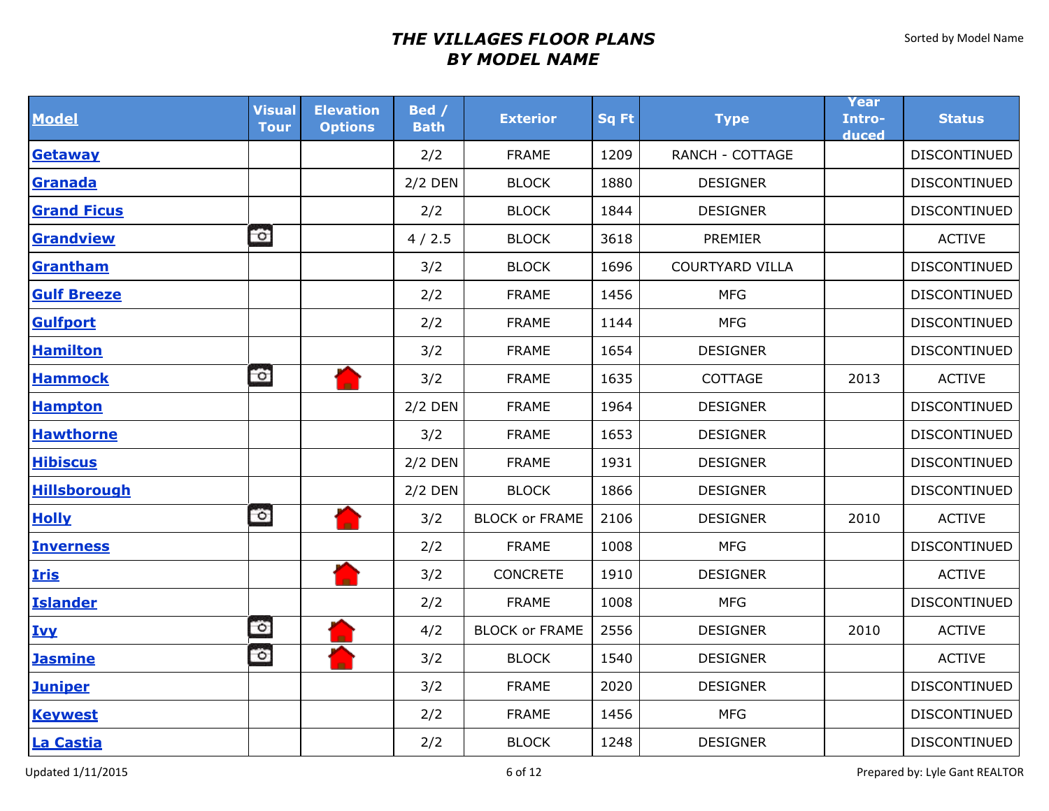# THE VILLAGES FLOOR PLANS BY MODEL NAME

Sorted by Model Name

| Model | Visual Tour | Elevation Options | Bed / Bath | Exterior | Sq Ft | Type | Year Intro-duced | Status |
|---|---|---|---|---|---|---|---|---|
| Getaway | | | 2/2 | FRAME | 1209 | RANCH - COTTAGE | | DISCONTINUED |
| Granada | | | 2/2 DEN | BLOCK | 1880 | DESIGNER | | DISCONTINUED |
| Grand Ficus | | | 2/2 | BLOCK | 1844 | DESIGNER | | DISCONTINUED |
| Grandview | | | 4 / 2.5 | BLOCK | 3618 | PREMIER | | ACTIVE |
| Grantham | | | 3/2 | BLOCK | 1696 | COURTYARD VILLA | | DISCONTINUED |
| Gulf Breeze | | | 2/2 | FRAME | 1456 | MFG | | DISCONTINUED |
| Gulfport | | | 2/2 | FRAME | 1144 | MFG | | DISCONTINUED |
| Hamilton | | | 3/2 | FRAME | 1654 | DESIGNER | | DISCONTINUED |
| Hammock | | | 3/2 | FRAME | 1635 | COTTAGE | 2013 | ACTIVE |
| Hampton | | | 2/2 DEN | FRAME | 1964 | DESIGNER | | DISCONTINUED |
| Hawthorne | | | 3/2 | FRAME | 1653 | DESIGNER | | DISCONTINUED |
| Hibiscus | | | 2/2 DEN | FRAME | 1931 | DESIGNER | | DISCONTINUED |
| Hillsborough | | | 2/2 DEN | BLOCK | 1866 | DESIGNER | | DISCONTINUED |
| Holly | | | 3/2 | BLOCK or FRAME | 2106 | DESIGNER | 2010 | ACTIVE |
| Inverness | | | 2/2 | FRAME | 1008 | MFG | | DISCONTINUED |
| Iris | | | 3/2 | CONCRETE | 1910 | DESIGNER | | ACTIVE |
| Islander | | | 2/2 | FRAME | 1008 | MFG | | DISCONTINUED |
| Ivy | | | 4/2 | BLOCK or FRAME | 2556 | DESIGNER | 2010 | ACTIVE |
| Jasmine | | | 3/2 | BLOCK | 1540 | DESIGNER | | ACTIVE |
| Juniper | | | 3/2 | FRAME | 2020 | DESIGNER | | DISCONTINUED |
| Keywest | | | 2/2 | FRAME | 1456 | MFG | | DISCONTINUED |
| La Castia | | | 2/2 | BLOCK | 1248 | DESIGNER | | DISCONTINUED |

Updated 1/11/2015

Prepared by: Lyle Gant REALTOR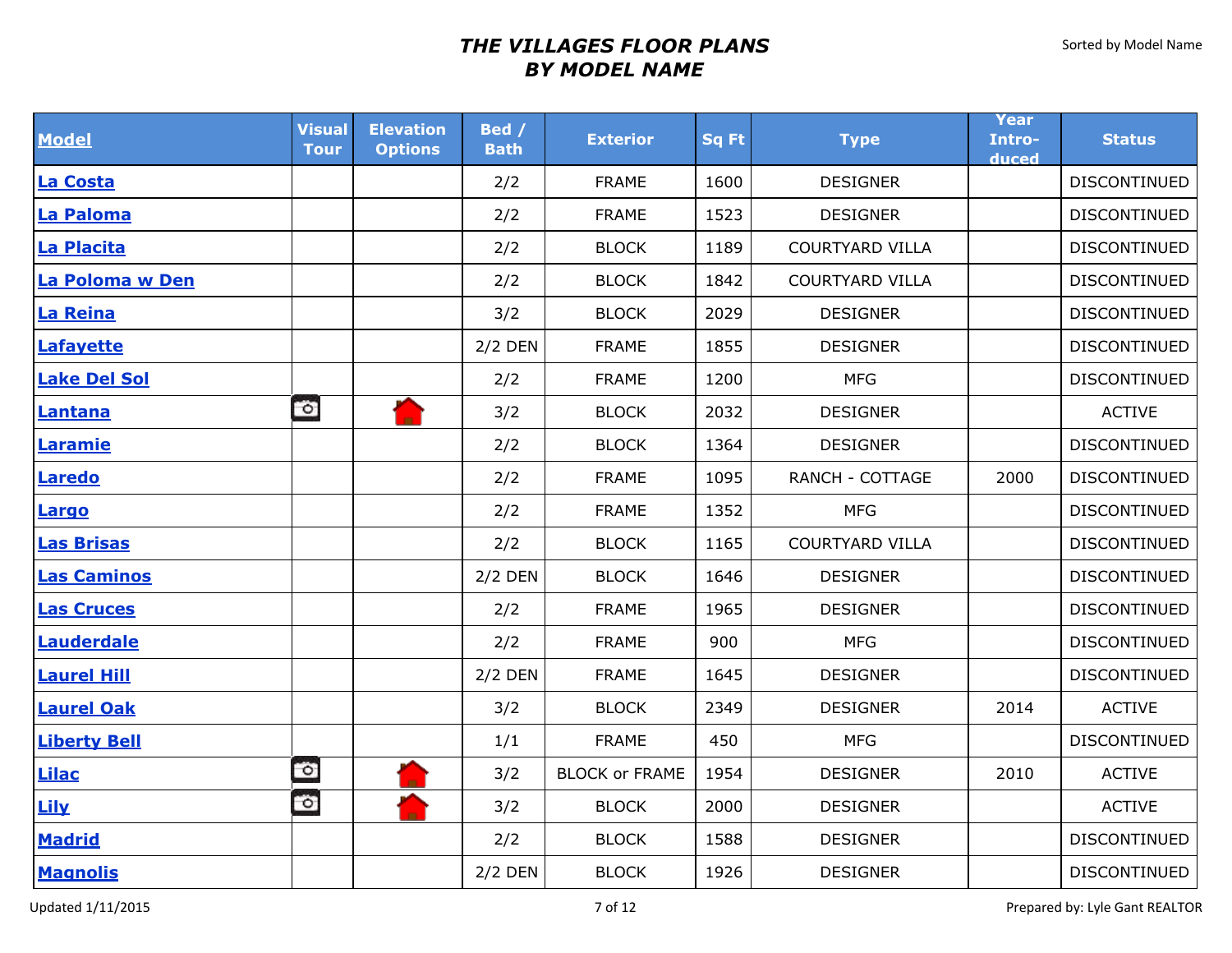# THE VILLAGES FLOOR PLANS
# BY MODEL NAME

Sorted by Model Name

| Model | Visual Tour | Elevation Options | Bed / Bath | Exterior | Sq Ft | Type | Year Intro-duced | Status |
|---|---|---|---|---|---|---|---|---|
| La Costa | | | 2/2 | FRAME | 1600 | DESIGNER | | DISCONTINUED |
| La Paloma | | | 2/2 | FRAME | 1523 | DESIGNER | | DISCONTINUED |
| La Placita | | | 2/2 | BLOCK | 1189 | COURTYARD VILLA | | DISCONTINUED |
| La Poloma w Den | | | 2/2 | BLOCK | 1842 | COURTYARD VILLA | | DISCONTINUED |
| La Reina | | | 3/2 | BLOCK | 2029 | DESIGNER | | DISCONTINUED |
| Lafayette | | | 2/2 DEN | FRAME | 1855 | DESIGNER | | DISCONTINUED |
| Lake Del Sol | | | 2/2 | FRAME | 1200 | MFG | | DISCONTINUED |
| Lantana | | | 3/2 | BLOCK | 2032 | DESIGNER | | ACTIVE |
| Laramie | | | 2/2 | BLOCK | 1364 | DESIGNER | | DISCONTINUED |
| Laredo | | | 2/2 | FRAME | 1095 | RANCH - COTTAGE | 2000 | DISCONTINUED |
| Largo | | | 2/2 | FRAME | 1352 | MFG | | DISCONTINUED |
| Las Brisas | | | 2/2 | BLOCK | 1165 | COURTYARD VILLA | | DISCONTINUED |
| Las Caminos | | | 2/2 DEN | BLOCK | 1646 | DESIGNER | | DISCONTINUED |
| Las Cruces | | | 2/2 | FRAME | 1965 | DESIGNER | | DISCONTINUED |
| Lauderdale | | | 2/2 | FRAME | 900 | MFG | | DISCONTINUED |
| Laurel Hill | | | 2/2 DEN | FRAME | 1645 | DESIGNER | | DISCONTINUED |
| Laurel Oak | | | 3/2 | BLOCK | 2349 | DESIGNER | 2014 | ACTIVE |
| Liberty Bell | | | 1/1 | FRAME | 450 | MFG | | DISCONTINUED |
| Lilac | | | 3/2 | BLOCK or FRAME | 1954 | DESIGNER | 2010 | ACTIVE |
| Lily | | | 3/2 | BLOCK | 2000 | DESIGNER | | ACTIVE |
| Madrid | | | 2/2 | BLOCK | 1588 | DESIGNER | | DISCONTINUED |
| Magnolis | | | 2/2 DEN | BLOCK | 1926 | DESIGNER | | DISCONTINUED |

Updated 1/11/2015

Prepared by: Lyle Gant REALTOR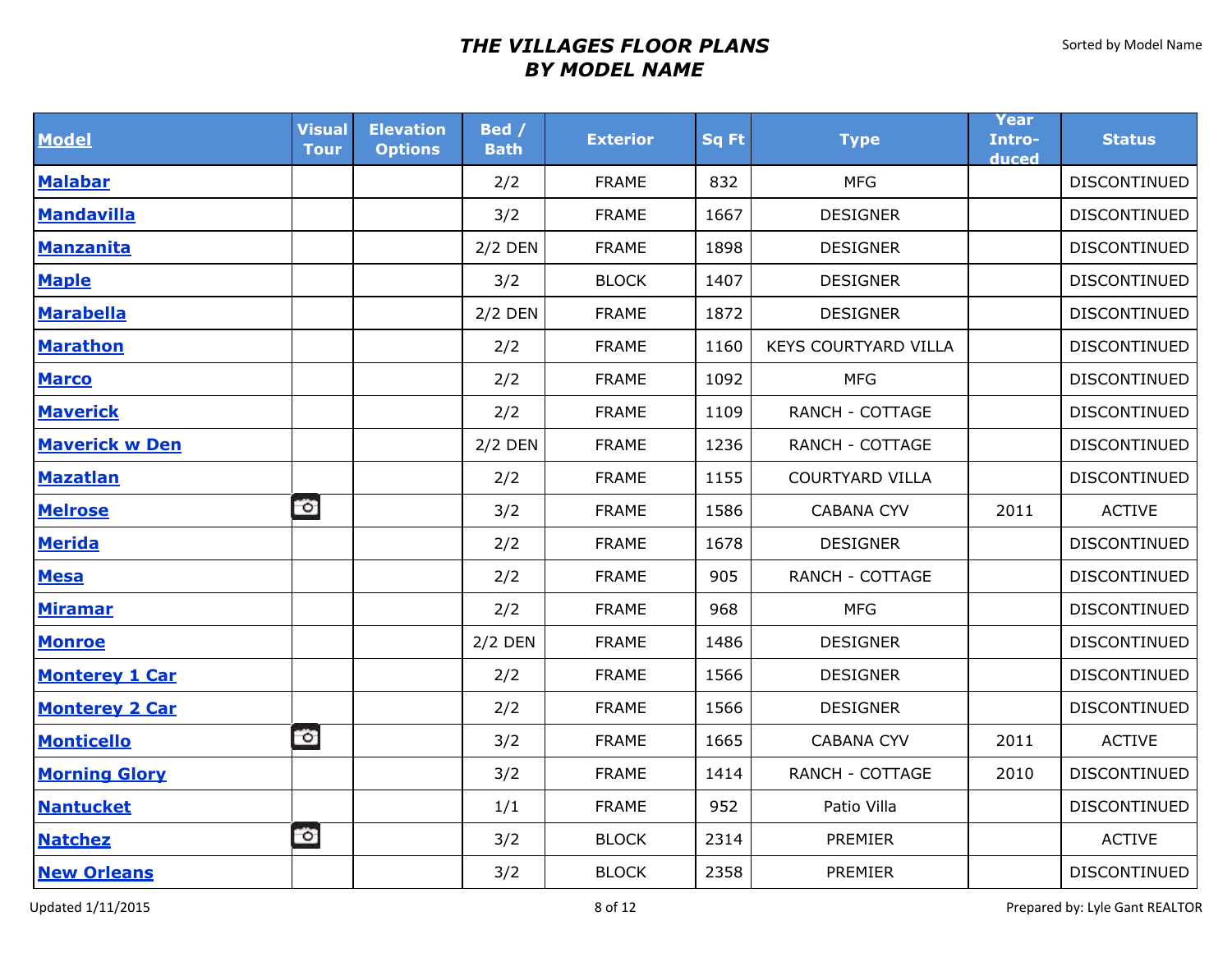# *THE VILLAGES FLOOR PLANS*
# *BY MODEL NAME*

Sorted by Model Name

| Model | Visual Tour | Elevation Options | Bed / Bath | Exterior | Sq Ft | Type | Year Intro-duced | Status |
|---|---|---|---|---|---|---|---|---|
| Malabar | | | 2/2 | FRAME | 832 | MFG | | DISCONTINUED |
| Mandavilla | | | 3/2 | FRAME | 1667 | DESIGNER | | DISCONTINUED |
| Manzanita | | | 2/2 DEN | FRAME | 1898 | DESIGNER | | DISCONTINUED |
| Maple | | | 3/2 | BLOCK | 1407 | DESIGNER | | DISCONTINUED |
| Marabella | | | 2/2 DEN | FRAME | 1872 | DESIGNER | | DISCONTINUED |
| Marathon | | | 2/2 | FRAME | 1160 | KEYS COURTYARD VILLA | | DISCONTINUED |
| Marco | | | 2/2 | FRAME | 1092 | MFG | | DISCONTINUED |
| Maverick | | | 2/2 | FRAME | 1109 | RANCH - COTTAGE | | DISCONTINUED |
| Maverick w Den | | | 2/2 DEN | FRAME | 1236 | RANCH - COTTAGE | | DISCONTINUED |
| Mazatlan | | | 2/2 | FRAME | 1155 | COURTYARD VILLA | | DISCONTINUED |
| Melrose | | | 3/2 | FRAME | 1586 | CABANA CYV | 2011 | ACTIVE |
| Merida | | | 2/2 | FRAME | 1678 | DESIGNER | | DISCONTINUED |
| Mesa | | | 2/2 | FRAME | 905 | RANCH - COTTAGE | | DISCONTINUED |
| Miramar | | | 2/2 | FRAME | 968 | MFG | | DISCONTINUED |
| Monroe | | | 2/2 DEN | FRAME | 1486 | DESIGNER | | DISCONTINUED |
| Monterey 1 Car | | | 2/2 | FRAME | 1566 | DESIGNER | | DISCONTINUED |
| Monterey 2 Car | | | 2/2 | FRAME | 1566 | DESIGNER | | DISCONTINUED |
| Monticello | | | 3/2 | FRAME | 1665 | CABANA CYV | 2011 | ACTIVE |
| Morning Glory | | | 3/2 | FRAME | 1414 | RANCH - COTTAGE | 2010 | DISCONTINUED |
| Nantucket | | | 1/1 | FRAME | 952 | Patio Villa | | DISCONTINUED |
| Natchez | | | 3/2 | BLOCK | 2314 | PREMIER | | ACTIVE |
| New Orleans | | | 3/2 | BLOCK | 2358 | PREMIER | | DISCONTINUED |

Updated 1/11/2015

Prepared by: Lyle Gant REALTOR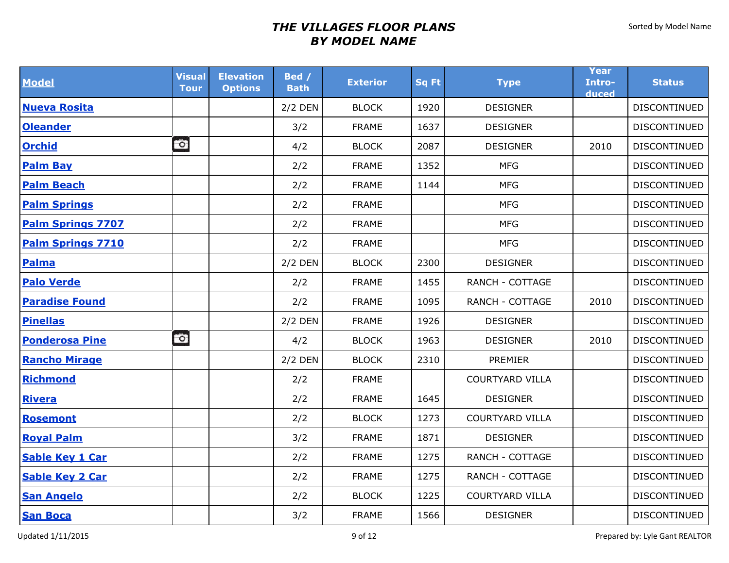# *THE VILLAGES FLOOR PLANS*
# *BY MODEL NAME*

Sorted by Model Name

| Model | Visual Tour | Elevation Options | Bed / Bath | Exterior | Sq Ft | Type | Year Intro-duced | Status |
|---|---|---|---|---|---|---|---|---|
| **Nueva Rosita** | | | 2/2 DEN | BLOCK | 1920 | DESIGNER | | DISCONTINUED |
| **Oleander** | | | 3/2 | FRAME | 1637 | DESIGNER | | DISCONTINUED |
| **Orchid** | 📷 | | 4/2 | BLOCK | 2087 | DESIGNER | 2010 | DISCONTINUED |
| **Palm Bay** | | | 2/2 | FRAME | 1352 | MFG | | DISCONTINUED |
| **Palm Beach** | | | 2/2 | FRAME | 1144 | MFG | | DISCONTINUED |
| **Palm Springs** | | | 2/2 | FRAME | | MFG | | DISCONTINUED |
| **Palm Springs 7707** | | | 2/2 | FRAME | | MFG | | DISCONTINUED |
| **Palm Springs 7710** | | | 2/2 | FRAME | | MFG | | DISCONTINUED |
| **Palma** | | | 2/2 DEN | BLOCK | 2300 | DESIGNER | | DISCONTINUED |
| **Palo Verde** | | | 2/2 | FRAME | 1455 | RANCH - COTTAGE | | DISCONTINUED |
| **Paradise Found** | | | 2/2 | FRAME | 1095 | RANCH - COTTAGE | 2010 | DISCONTINUED |
| **Pinellas** | | | 2/2 DEN | FRAME | 1926 | DESIGNER | | DISCONTINUED |
| **Ponderosa Pine** | 📷 | | 4/2 | BLOCK | 1963 | DESIGNER | 2010 | DISCONTINUED |
| **Rancho Mirage** | | | 2/2 DEN | BLOCK | 2310 | PREMIER | | DISCONTINUED |
| **Richmond** | | | 2/2 | FRAME | | COURTYARD VILLA | | DISCONTINUED |
| **Rivera** | | | 2/2 | FRAME | 1645 | DESIGNER | | DISCONTINUED |
| **Rosemont** | | | 2/2 | BLOCK | 1273 | COURTYARD VILLA | | DISCONTINUED |
| **Royal Palm** | | | 3/2 | FRAME | 1871 | DESIGNER | | DISCONTINUED |
| **Sable Key 1 Car** | | | 2/2 | FRAME | 1275 | RANCH - COTTAGE | | DISCONTINUED |
| **Sable Key 2 Car** | | | 2/2 | FRAME | 1275 | RANCH - COTTAGE | | DISCONTINUED |
| **San Angelo** | | | 2/2 | BLOCK | 1225 | COURTYARD VILLA | | DISCONTINUED |
| **San Boca** | | | 3/2 | FRAME | 1566 | DESIGNER | | DISCONTINUED |

Updated 1/11/2015

Prepared by: Lyle Gant REALTOR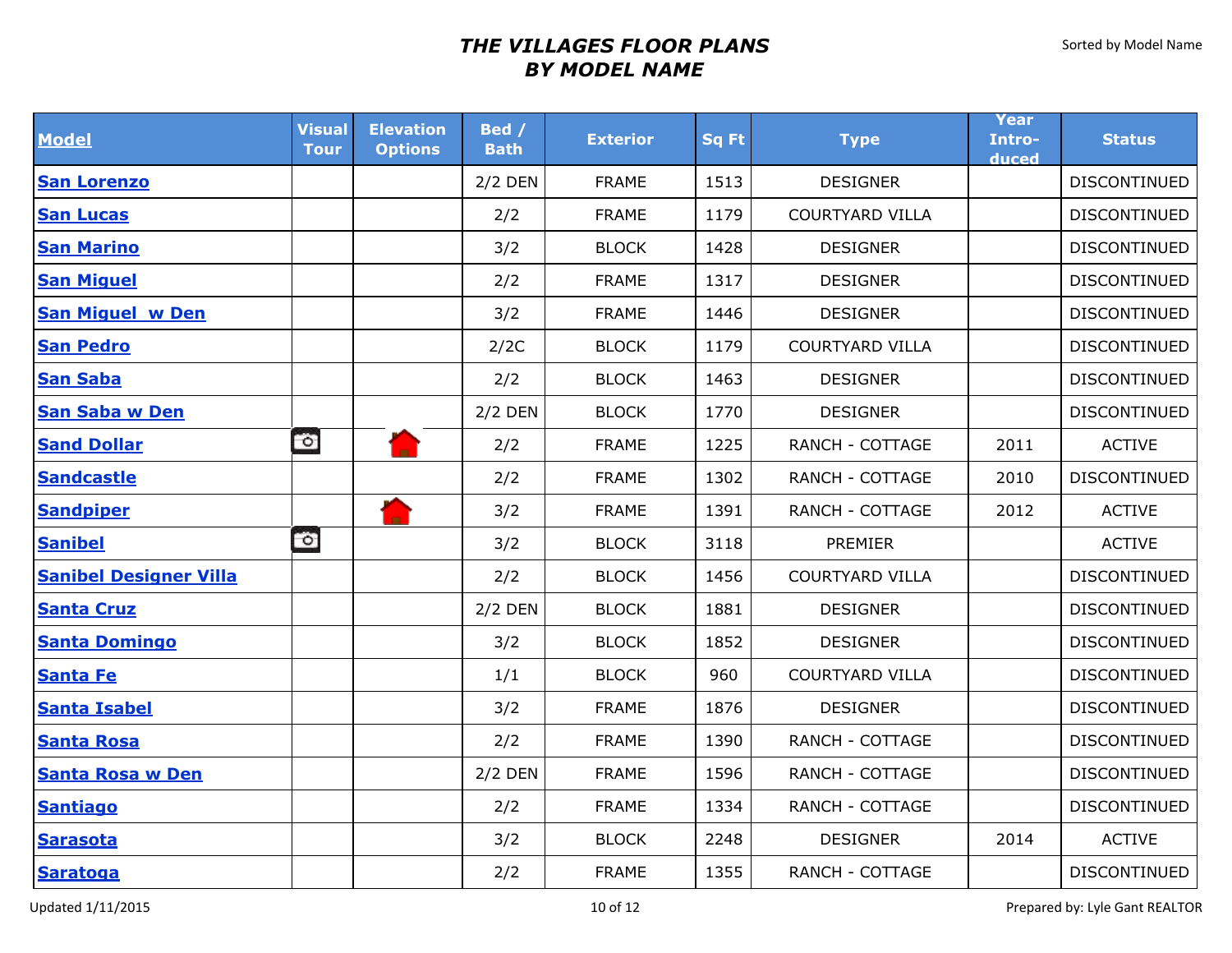# *THE VILLAGES FLOOR PLANS BY MODEL NAME*

Sorted by Model Name

| Model | Visual Tour | Elevation Options | Bed / Bath | Exterior | Sq Ft | Type | Year Intro-duced | Status |
|---|---|---|---|---|---|---|---|---|
| San Lorenzo | | | 2/2 DEN | FRAME | 1513 | DESIGNER | | DISCONTINUED |
| San Lucas | | | 2/2 | FRAME | 1179 | COURTYARD VILLA | | DISCONTINUED |
| San Marino | | | 3/2 | BLOCK | 1428 | DESIGNER | | DISCONTINUED |
| San Miguel | | | 2/2 | FRAME | 1317 | DESIGNER | | DISCONTINUED |
| San Miguel w Den | | | 3/2 | FRAME | 1446 | DESIGNER | | DISCONTINUED |
| San Pedro | | | 2/2C | BLOCK | 1179 | COURTYARD VILLA | | DISCONTINUED |
| San Saba | | | 2/2 | BLOCK | 1463 | DESIGNER | | DISCONTINUED |
| San Saba w Den | | | 2/2 DEN | BLOCK | 1770 | DESIGNER | | DISCONTINUED |
| Sand Dollar | | | 2/2 | FRAME | 1225 | RANCH - COTTAGE | 2011 | ACTIVE |
| Sandcastle | | | 2/2 | FRAME | 1302 | RANCH - COTTAGE | 2010 | DISCONTINUED |
| Sandpiper | | | 3/2 | FRAME | 1391 | RANCH - COTTAGE | 2012 | ACTIVE |
| Sanibel | | | 3/2 | BLOCK | 3118 | PREMIER | | ACTIVE |
| Sanibel Designer Villa | | | 2/2 | BLOCK | 1456 | COURTYARD VILLA | | DISCONTINUED |
| Santa Cruz | | | 2/2 DEN | BLOCK | 1881 | DESIGNER | | DISCONTINUED |
| Santa Domingo | | | 3/2 | BLOCK | 1852 | DESIGNER | | DISCONTINUED |
| Santa Fe | | | 1/1 | BLOCK | 960 | COURTYARD VILLA | | DISCONTINUED |
| Santa Isabel | | | 3/2 | FRAME | 1876 | DESIGNER | | DISCONTINUED |
| Santa Rosa | | | 2/2 | FRAME | 1390 | RANCH - COTTAGE | | DISCONTINUED |
| Santa Rosa w Den | | | 2/2 DEN | FRAME | 1596 | RANCH - COTTAGE | | DISCONTINUED |
| Santiago | | | 2/2 | FRAME | 1334 | RANCH - COTTAGE | | DISCONTINUED |
| Sarasota | | | 3/2 | BLOCK | 2248 | DESIGNER | 2014 | ACTIVE |
| Saratoga | | | 2/2 | FRAME | 1355 | RANCH - COTTAGE | | DISCONTINUED |

Updated 1/11/2015

Prepared by: Lyle Gant REALTOR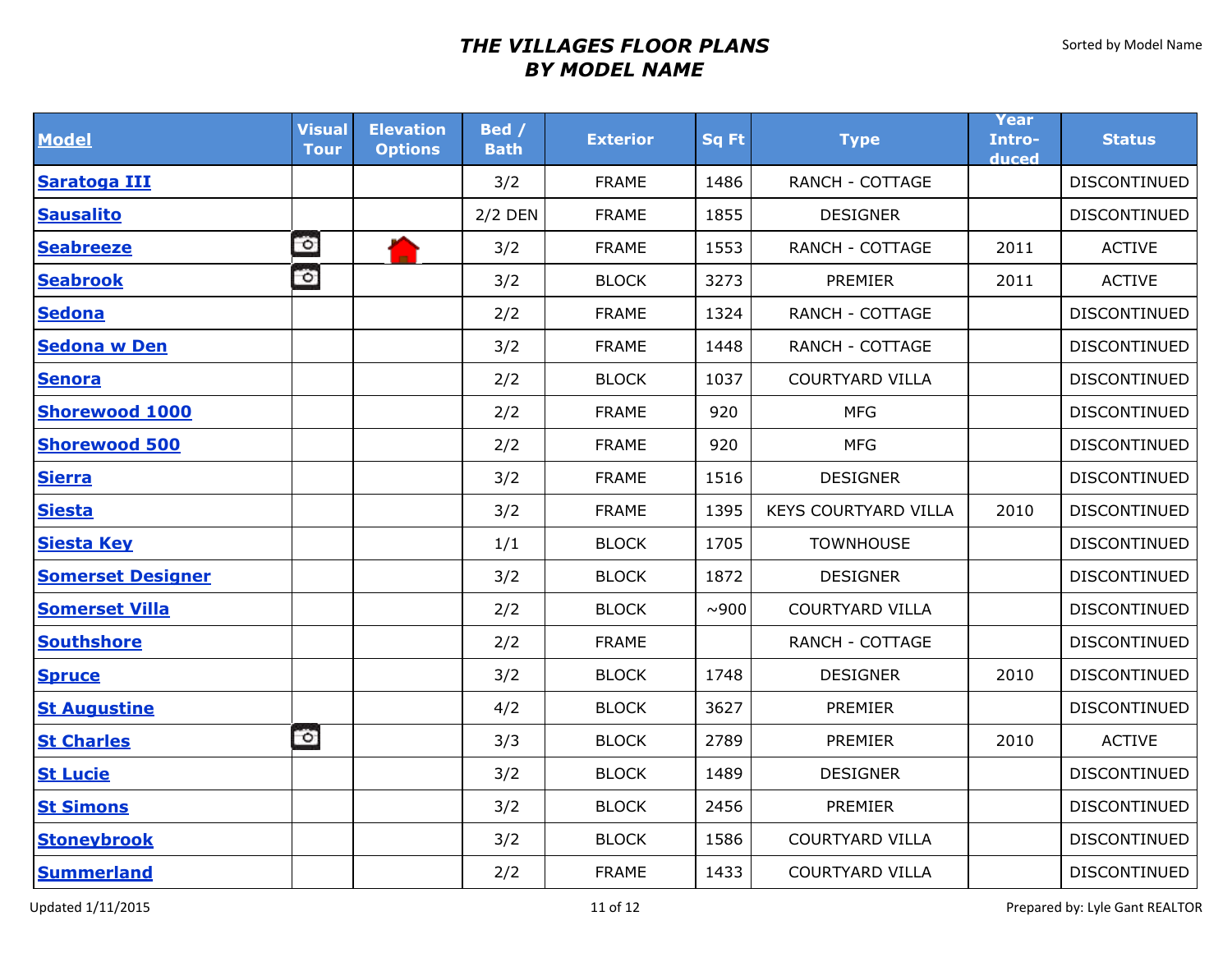# *THE VILLAGES FLOOR PLANS BY MODEL NAME*

Sorted by Model Name

| Model | Visual Tour | Elevation Options | Bed / Bath | Exterior | Sq Ft | Type | Year Intro-duced | Status |
|---|---|---|---|---|---|---|---|---|
| Saratoga III | | | 3/2 | FRAME | 1486 | RANCH - COTTAGE | | DISCONTINUED |
| Sausalito | | | 2/2 DEN | FRAME | 1855 | DESIGNER | | DISCONTINUED |
| Seabreeze | | | 3/2 | FRAME | 1553 | RANCH - COTTAGE | 2011 | ACTIVE |
| Seabrook | | | 3/2 | BLOCK | 3273 | PREMIER | 2011 | ACTIVE |
| Sedona | | | 2/2 | FRAME | 1324 | RANCH - COTTAGE | | DISCONTINUED |
| Sedona w Den | | | 3/2 | FRAME | 1448 | RANCH - COTTAGE | | DISCONTINUED |
| Senora | | | 2/2 | BLOCK | 1037 | COURTYARD VILLA | | DISCONTINUED |
| Shorewood 1000 | | | 2/2 | FRAME | 920 | MFG | | DISCONTINUED |
| Shorewood 500 | | | 2/2 | FRAME | 920 | MFG | | DISCONTINUED |
| Sierra | | | 3/2 | FRAME | 1516 | DESIGNER | | DISCONTINUED |
| Siesta | | | 3/2 | FRAME | 1395 | KEYS COURTYARD VILLA | 2010 | DISCONTINUED |
| Siesta Key | | | 1/1 | BLOCK | 1705 | TOWNHOUSE | | DISCONTINUED |
| Somerset Designer | | | 3/2 | BLOCK | 1872 | DESIGNER | | DISCONTINUED |
| Somerset Villa | | | 2/2 | BLOCK | ~900 | COURTYARD VILLA | | DISCONTINUED |
| Southshore | | | 2/2 | FRAME | | RANCH - COTTAGE | | DISCONTINUED |
| Spruce | | | 3/2 | BLOCK | 1748 | DESIGNER | 2010 | DISCONTINUED |
| St Augustine | | | 4/2 | BLOCK | 3627 | PREMIER | | DISCONTINUED |
| St Charles | | | 3/3 | BLOCK | 2789 | PREMIER | 2010 | ACTIVE |
| St Lucie | | | 3/2 | BLOCK | 1489 | DESIGNER | | DISCONTINUED |
| St Simons | | | 3/2 | BLOCK | 2456 | PREMIER | | DISCONTINUED |
| Stoneybrook | | | 3/2 | BLOCK | 1586 | COURTYARD VILLA | | DISCONTINUED |
| Summerland | | | 2/2 | FRAME | 1433 | COURTYARD VILLA | | DISCONTINUED |

Updated 1/11/2015

Prepared by: Lyle Gant REALTOR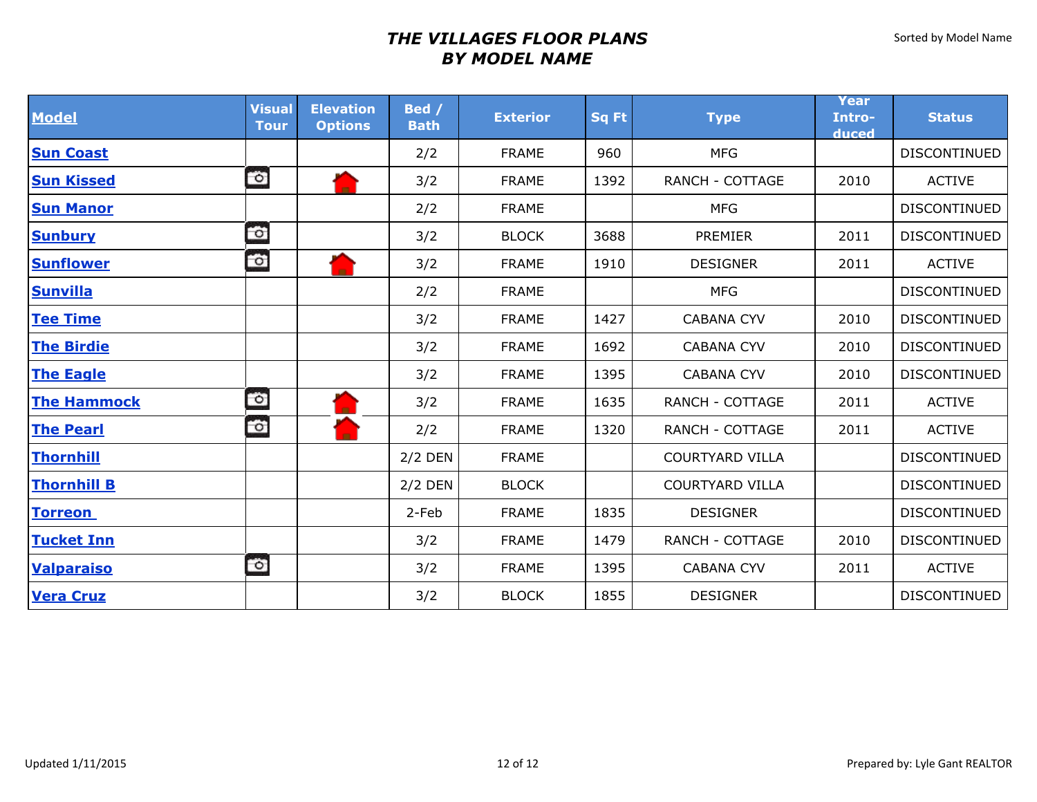# *THE VILLAGES FLOOR PLANS BY MODEL NAME*

Sorted by Model Name

| Model | Visual Tour | Elevation Options | Bed / Bath | Exterior | Sq Ft | Type | Year Intro-duced | Status |
|---|---|---|---|---|---|---|---|---|
| Sun Coast | | | 2/2 | FRAME | 960 | MFG | | DISCONTINUED |
| Sun Kissed | | | 3/2 | FRAME | 1392 | RANCH - COTTAGE | 2010 | ACTIVE |
| Sun Manor | | | 2/2 | FRAME | | MFG | | DISCONTINUED |
| Sunbury | | | 3/2 | BLOCK | 3688 | PREMIER | 2011 | DISCONTINUED |
| Sunflower | | | 3/2 | FRAME | 1910 | DESIGNER | 2011 | ACTIVE |
| Sunvilla | | | 2/2 | FRAME | | MFG | | DISCONTINUED |
| Tee Time | | | 3/2 | FRAME | 1427 | CABANA CYV | 2010 | DISCONTINUED |
| The Birdie | | | 3/2 | FRAME | 1692 | CABANA CYV | 2010 | DISCONTINUED |
| The Eagle | | | 3/2 | FRAME | 1395 | CABANA CYV | 2010 | DISCONTINUED |
| The Hammock | | | 3/2 | FRAME | 1635 | RANCH - COTTAGE | 2011 | ACTIVE |
| The Pearl | | | 2/2 | FRAME | 1320 | RANCH - COTTAGE | 2011 | ACTIVE |
| Thornhill | | | 2/2 DEN | FRAME | | COURTYARD VILLA | | DISCONTINUED |
| Thornhill B | | | 2/2 DEN | BLOCK | | COURTYARD VILLA | | DISCONTINUED |
| Torreon | | | 2-Feb | FRAME | 1835 | DESIGNER | | DISCONTINUED |
| Tucket Inn | | | 3/2 | FRAME | 1479 | RANCH - COTTAGE | 2010 | DISCONTINUED |
| Valparaiso | | | 3/2 | FRAME | 1395 | CABANA CYV | 2011 | ACTIVE |
| Vera Cruz | | | 3/2 | BLOCK | 1855 | DESIGNER | | DISCONTINUED |

Updated 1/11/2015

Prepared by: Lyle Gant REALTOR